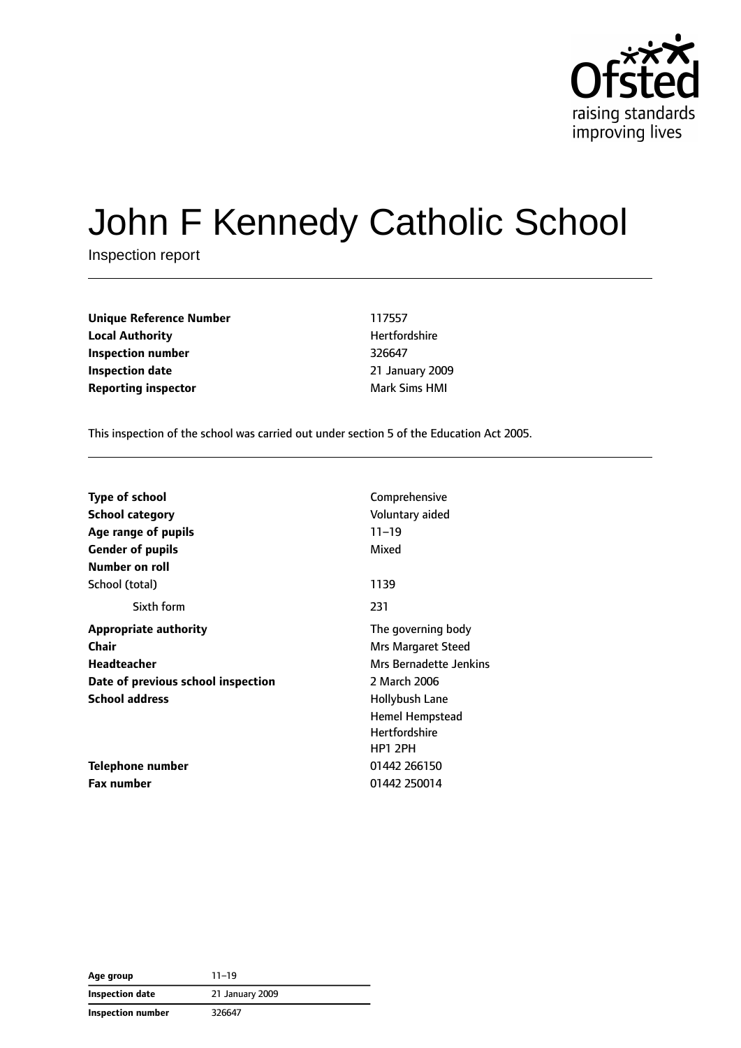# John F Kennedy Catholic School

Inspection report

| | |
|---|---|
| **Unique Reference Number** | 117557 |
| **Local Authority** | Hertfordshire |
| **Inspection number** | 326647 |
| **Inspection date** | 21 January 2009 |
| **Reporting inspector** | Mark Sims HMI |

This inspection of the school was carried out under section 5 of the Education Act 2005.

| | |
|---|---|
| **Type of school** | Comprehensive |
| **School category** | Voluntary aided |
| **Age range of pupils** | 11–19 |
| **Gender of pupils** | Mixed |
| **Number on roll** | |
| School (total) | 1139 |
| Sixth form | 231 |
| **Appropriate authority** | The governing body |
| **Chair** | Mrs Margaret Steed |
| **Headteacher** | Mrs Bernadette Jenkins |
| **Date of previous school inspection** | 2 March 2006 |
| **School address** | Hollybush Lane<br>Hemel Hempstead<br>Hertfordshire<br>HP1 2PH |
| **Telephone number** | 01442 266150 |
| **Fax number** | 01442 250014 |

| | |
|---|---|
| **Age group** | 11–19 |
| **Inspection date** | 21 January 2009 |
| **Inspection number** | 326647 |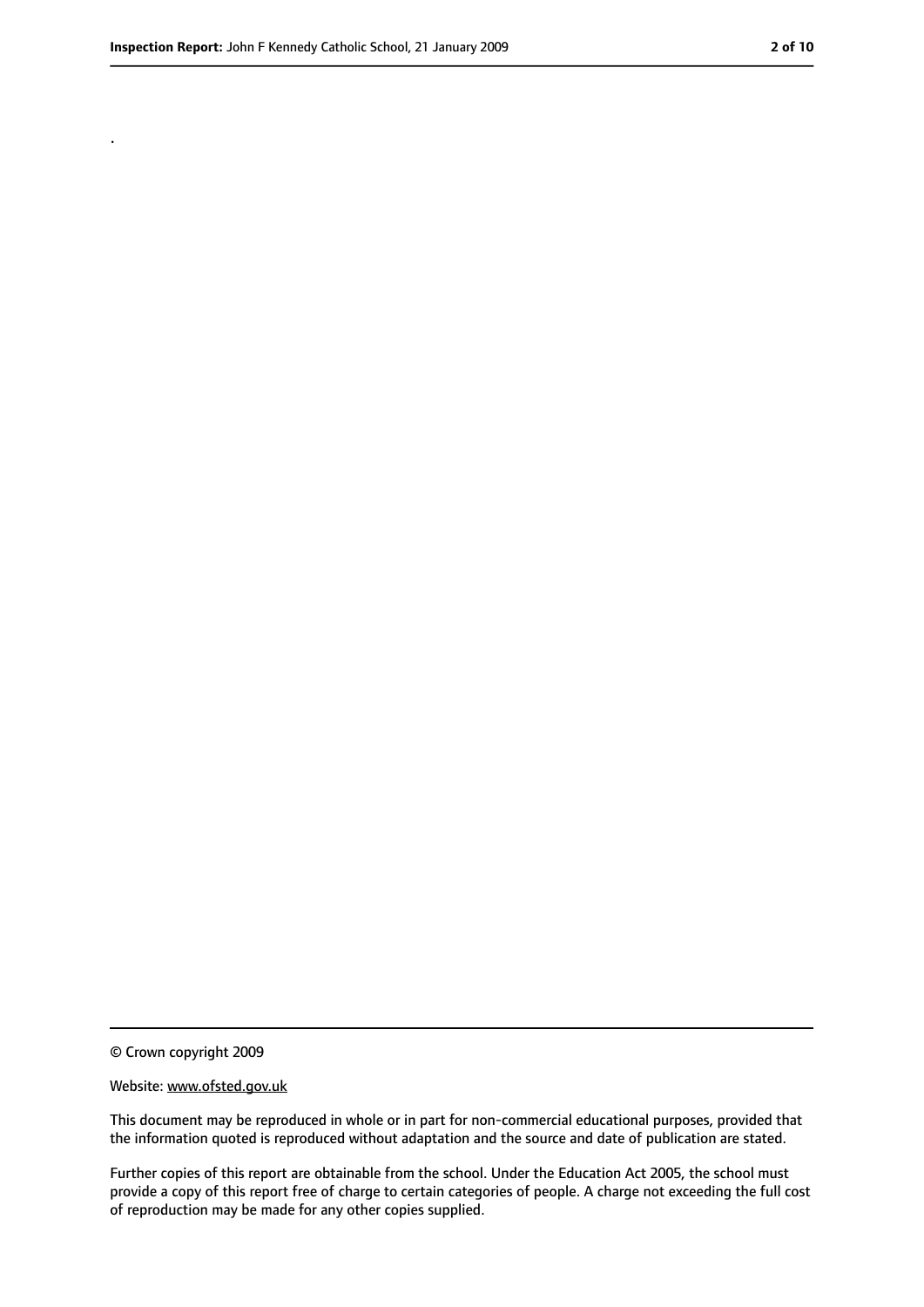.

© Crown copyright 2009

Website: www.ofsted.gov.uk

This document may be reproduced in whole or in part for non-commercial educational purposes, provided that the information quoted is reproduced without adaptation and the source and date of publication are stated.

Further copies of this report are obtainable from the school. Under the Education Act 2005, the school must provide a copy of this report free of charge to certain categories of people. A charge not exceeding the full cost of reproduction may be made for any other copies supplied.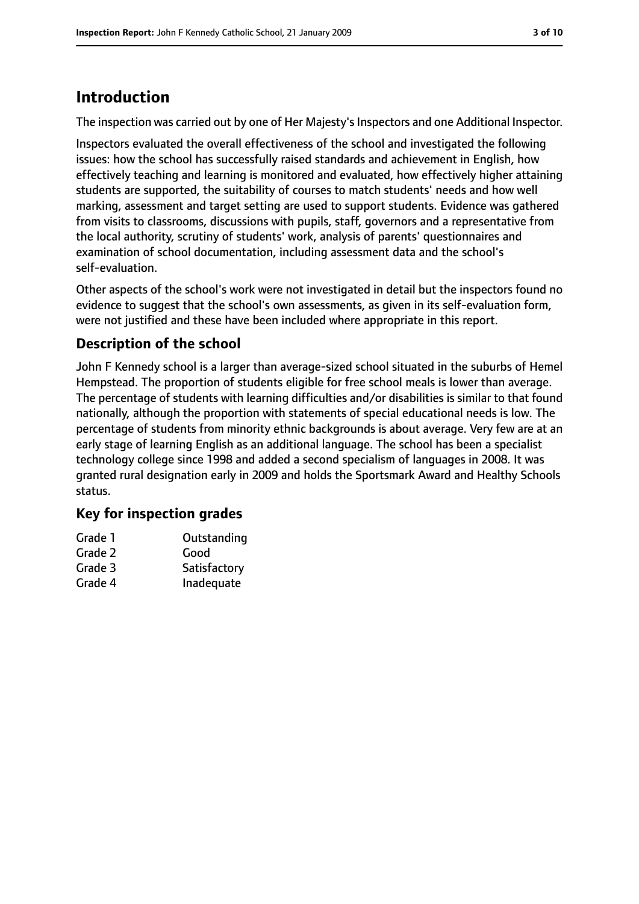## Introduction

The inspection was carried out by one of Her Majesty's Inspectors and one Additional Inspector.

Inspectors evaluated the overall effectiveness of the school and investigated the following issues: how the school has successfully raised standards and achievement in English, how effectively teaching and learning is monitored and evaluated, how effectively higher attaining students are supported, the suitability of courses to match students' needs and how well marking, assessment and target setting are used to support students. Evidence was gathered from visits to classrooms, discussions with pupils, staff, governors and a representative from the local authority, scrutiny of students' work, analysis of parents' questionnaires and examination of school documentation, including assessment data and the school's self-evaluation.

Other aspects of the school's work were not investigated in detail but the inspectors found no evidence to suggest that the school's own assessments, as given in its self-evaluation form, were not justified and these have been included where appropriate in this report.

### Description of the school

John F Kennedy school is a larger than average-sized school situated in the suburbs of Hemel Hempstead. The proportion of students eligible for free school meals is lower than average. The percentage of students with learning difficulties and/or disabilities is similar to that found nationally, although the proportion with statements of special educational needs is low. The percentage of students from minority ethnic backgrounds is about average. Very few are at an early stage of learning English as an additional language. The school has been a specialist technology college since 1998 and added a second specialism of languages in 2008. It was granted rural designation early in 2009 and holds the Sportsmark Award and Healthy Schools status.

### Key for inspection grades

| | |
|---|---|
| Grade 1 | Outstanding |
| Grade 2 | Good |
| Grade 3 | Satisfactory |
| Grade 4 | Inadequate |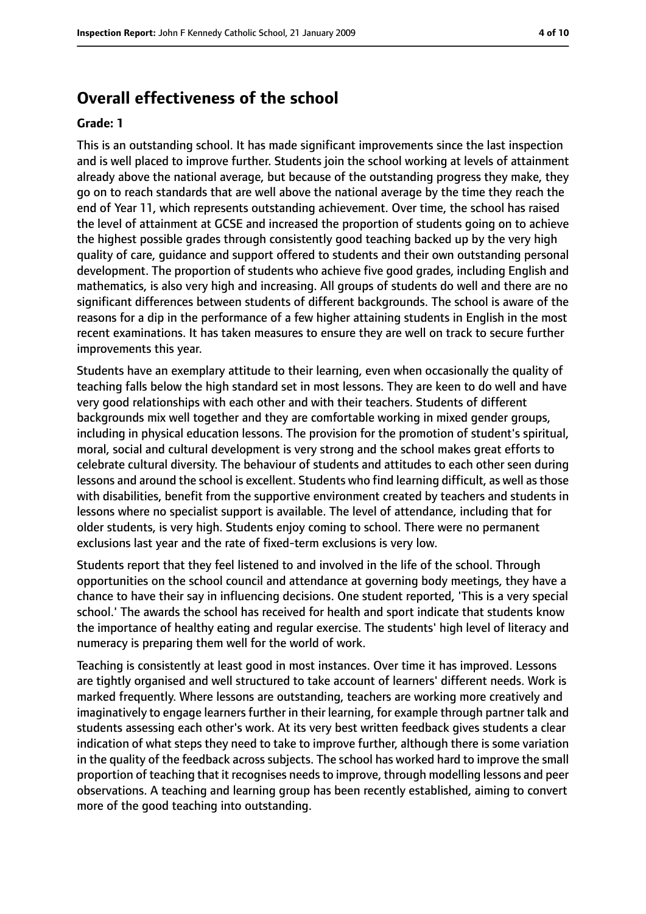## Overall effectiveness of the school

**Grade: 1**

This is an outstanding school. It has made significant improvements since the last inspection and is well placed to improve further. Students join the school working at levels of attainment already above the national average, but because of the outstanding progress they make, they go on to reach standards that are well above the national average by the time they reach the end of Year 11, which represents outstanding achievement. Over time, the school has raised the level of attainment at GCSE and increased the proportion of students going on to achieve the highest possible grades through consistently good teaching backed up by the very high quality of care, guidance and support offered to students and their own outstanding personal development. The proportion of students who achieve five good grades, including English and mathematics, is also very high and increasing. All groups of students do well and there are no significant differences between students of different backgrounds. The school is aware of the reasons for a dip in the performance of a few higher attaining students in English in the most recent examinations. It has taken measures to ensure they are well on track to secure further improvements this year.

Students have an exemplary attitude to their learning, even when occasionally the quality of teaching falls below the high standard set in most lessons. They are keen to do well and have very good relationships with each other and with their teachers. Students of different backgrounds mix well together and they are comfortable working in mixed gender groups, including in physical education lessons. The provision for the promotion of student's spiritual, moral, social and cultural development is very strong and the school makes great efforts to celebrate cultural diversity. The behaviour of students and attitudes to each other seen during lessons and around the school is excellent. Students who find learning difficult, as well as those with disabilities, benefit from the supportive environment created by teachers and students in lessons where no specialist support is available. The level of attendance, including that for older students, is very high. Students enjoy coming to school. There were no permanent exclusions last year and the rate of fixed-term exclusions is very low.

Students report that they feel listened to and involved in the life of the school. Through opportunities on the school council and attendance at governing body meetings, they have a chance to have their say in influencing decisions. One student reported, 'This is a very special school.' The awards the school has received for health and sport indicate that students know the importance of healthy eating and regular exercise. The students' high level of literacy and numeracy is preparing them well for the world of work.

Teaching is consistently at least good in most instances. Over time it has improved. Lessons are tightly organised and well structured to take account of learners' different needs. Work is marked frequently. Where lessons are outstanding, teachers are working more creatively and imaginatively to engage learners further in their learning, for example through partner talk and students assessing each other's work. At its very best written feedback gives students a clear indication of what steps they need to take to improve further, although there is some variation in the quality of the feedback across subjects. The school has worked hard to improve the small proportion of teaching that it recognises needs to improve, through modelling lessons and peer observations. A teaching and learning group has been recently established, aiming to convert more of the good teaching into outstanding.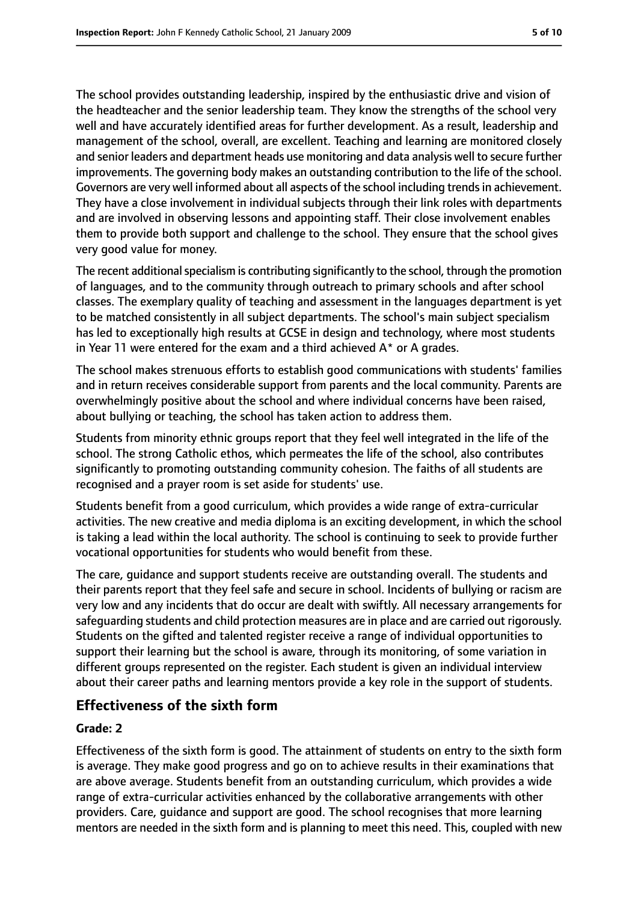The school provides outstanding leadership, inspired by the enthusiastic drive and vision of the headteacher and the senior leadership team. They know the strengths of the school very well and have accurately identified areas for further development. As a result, leadership and management of the school, overall, are excellent. Teaching and learning are monitored closely and senior leaders and department heads use monitoring and data analysis well to secure further improvements. The governing body makes an outstanding contribution to the life of the school. Governors are very well informed about all aspects of the school including trends in achievement. They have a close involvement in individual subjects through their link roles with departments and are involved in observing lessons and appointing staff. Their close involvement enables them to provide both support and challenge to the school. They ensure that the school gives very good value for money.

The recent additional specialism is contributing significantly to the school, through the promotion of languages, and to the community through outreach to primary schools and after school classes. The exemplary quality of teaching and assessment in the languages department is yet to be matched consistently in all subject departments. The school's main subject specialism has led to exceptionally high results at GCSE in design and technology, where most students in Year 11 were entered for the exam and a third achieved A* or A grades.

The school makes strenuous efforts to establish good communications with students' families and in return receives considerable support from parents and the local community. Parents are overwhelmingly positive about the school and where individual concerns have been raised, about bullying or teaching, the school has taken action to address them.

Students from minority ethnic groups report that they feel well integrated in the life of the school. The strong Catholic ethos, which permeates the life of the school, also contributes significantly to promoting outstanding community cohesion. The faiths of all students are recognised and a prayer room is set aside for students' use.

Students benefit from a good curriculum, which provides a wide range of extra-curricular activities. The new creative and media diploma is an exciting development, in which the school is taking a lead within the local authority. The school is continuing to seek to provide further vocational opportunities for students who would benefit from these.

The care, guidance and support students receive are outstanding overall. The students and their parents report that they feel safe and secure in school. Incidents of bullying or racism are very low and any incidents that do occur are dealt with swiftly. All necessary arrangements for safeguarding students and child protection measures are in place and are carried out rigorously. Students on the gifted and talented register receive a range of individual opportunities to support their learning but the school is aware, through its monitoring, of some variation in different groups represented on the register. Each student is given an individual interview about their career paths and learning mentors provide a key role in the support of students.

## Effectiveness of the sixth form

### Grade: 2

Effectiveness of the sixth form is good. The attainment of students on entry to the sixth form is average. They make good progress and go on to achieve results in their examinations that are above average. Students benefit from an outstanding curriculum, which provides a wide range of extra-curricular activities enhanced by the collaborative arrangements with other providers. Care, guidance and support are good. The school recognises that more learning mentors are needed in the sixth form and is planning to meet this need. This, coupled with new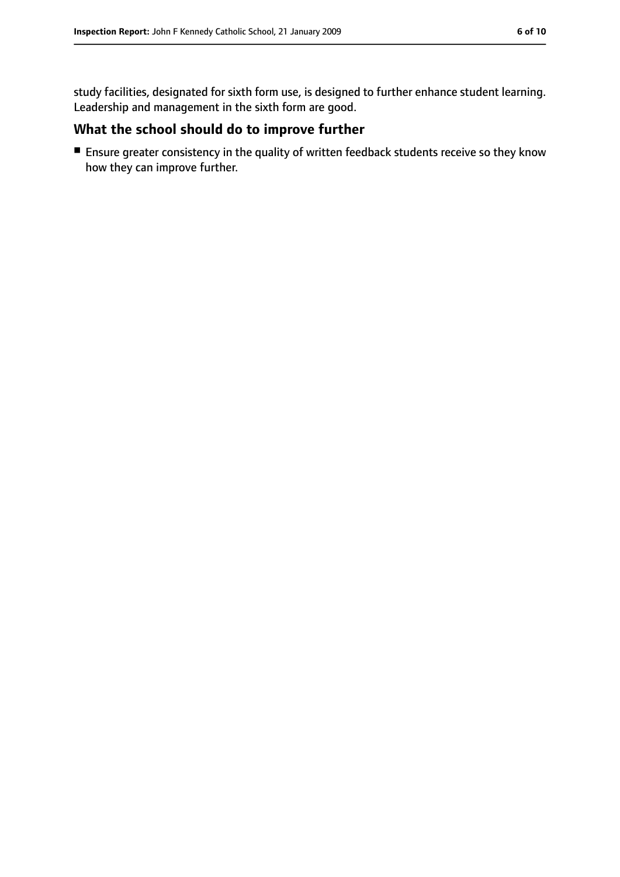study facilities, designated for sixth form use, is designed to further enhance student learning. Leadership and management in the sixth form are good.

## What the school should do to improve further

- Ensure greater consistency in the quality of written feedback students receive so they know how they can improve further.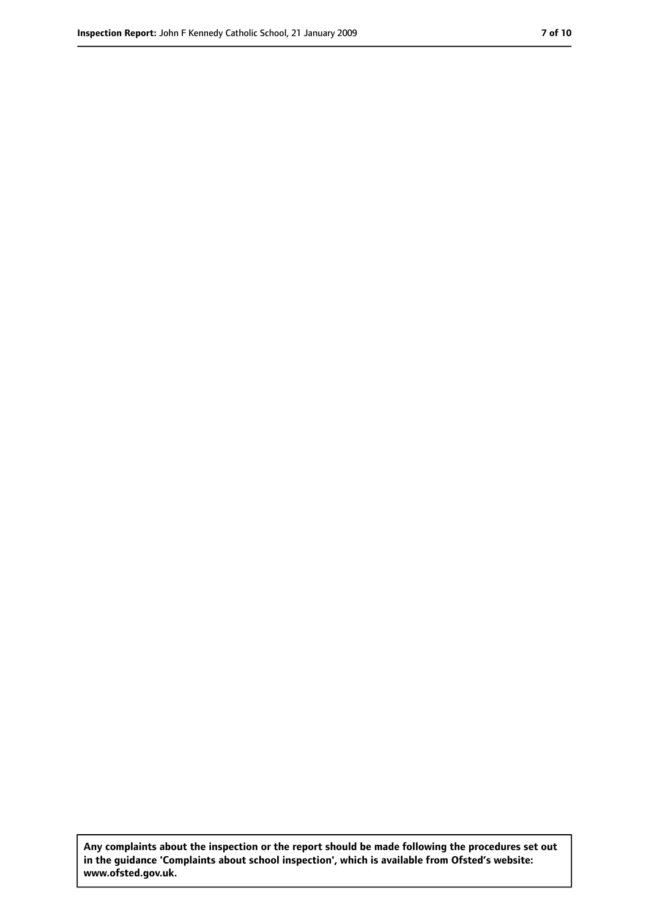**Any complaints about the inspection or the report should be made following the procedures set out in the guidance 'Complaints about school inspection', which is available from Ofsted's website: www.ofsted.gov.uk.**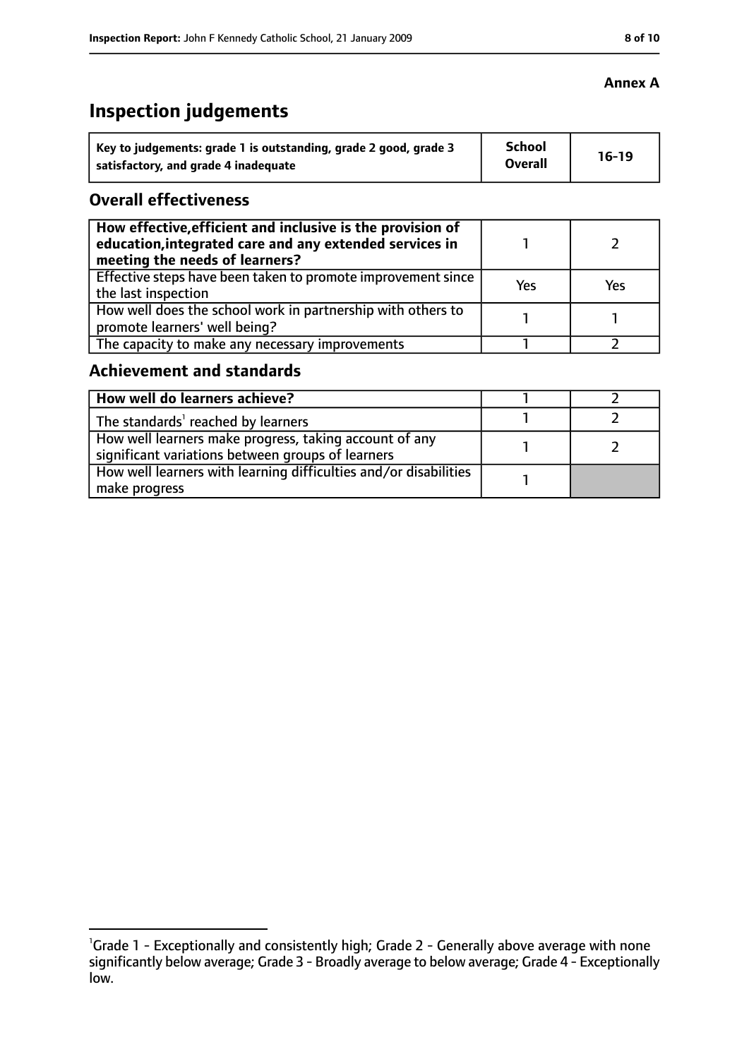**Annex A**

# Inspection judgements

| Key to judgements: grade 1 is outstanding, grade 2 good, grade 3 satisfactory, and grade 4 inadequate | School Overall | 16-19 |
|---|---|---|

## Overall effectiveness

| | | |
|---|---|---|
| **How effective, efficient and inclusive is the provision of education, integrated care and any extended services in meeting the needs of learners?** | 1 | 2 |
| Effective steps have been taken to promote improvement since the last inspection | Yes | Yes |
| How well does the school work in partnership with others to promote learners' well being? | 1 | 1 |
| The capacity to make any necessary improvements | 1 | 2 |

## Achievement and standards

| | | |
|---|---|---|
| **How well do learners achieve?** | 1 | 2 |
| The standards[1] reached by learners | 1 | 2 |
| How well learners make progress, taking account of any significant variations between groups of learners | 1 | 2 |
| How well learners with learning difficulties and/or disabilities make progress | 1 | |

[1] Grade 1 - Exceptionally and consistently high; Grade 2 - Generally above average with none significantly below average; Grade 3 - Broadly average to below average; Grade 4 - Exceptionally low.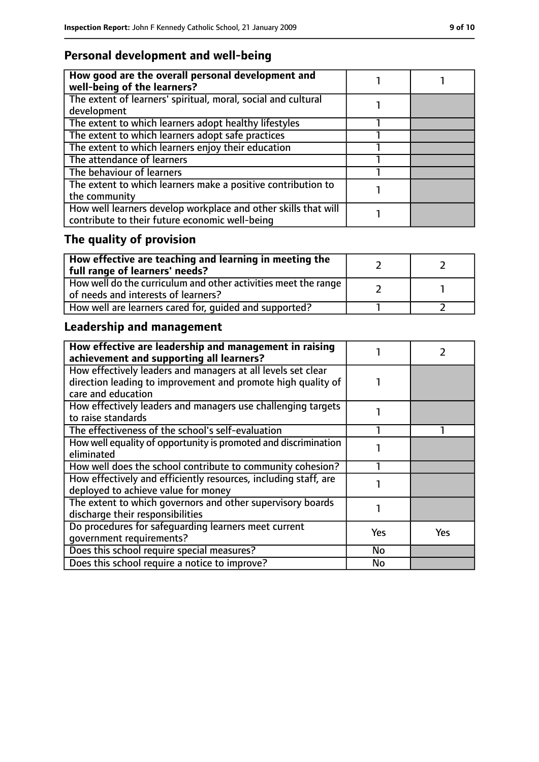## Personal development and well-being

| How good are the overall personal development and well-being of the learners? | 1 | 1 |
|---|---|---|
| The extent of learners' spiritual, moral, social and cultural development | 1 | |
| The extent to which learners adopt healthy lifestyles | 1 | |
| The extent to which learners adopt safe practices | 1 | |
| The extent to which learners enjoy their education | 1 | |
| The attendance of learners | 1 | |
| The behaviour of learners | 1 | |
| The extent to which learners make a positive contribution to the community | 1 | |
| How well learners develop workplace and other skills that will contribute to their future economic well-being | 1 | |

## The quality of provision

| How effective are teaching and learning in meeting the full range of learners' needs? | 2 | 2 |
|---|---|---|
| How well do the curriculum and other activities meet the range of needs and interests of learners? | 2 | 1 |
| How well are learners cared for, guided and supported? | 1 | 2 |

## Leadership and management

| How effective are leadership and management in raising achievement and supporting all learners? | 1 | 2 |
|---|---|---|
| How effectively leaders and managers at all levels set clear direction leading to improvement and promote high quality of care and education | 1 | |
| How effectively leaders and managers use challenging targets to raise standards | 1 | |
| The effectiveness of the school's self-evaluation | 1 | 1 |
| How well equality of opportunity is promoted and discrimination eliminated | 1 | |
| How well does the school contribute to community cohesion? | 1 | |
| How effectively and efficiently resources, including staff, are deployed to achieve value for money | 1 | |
| The extent to which governors and other supervisory boards discharge their responsibilities | 1 | |
| Do procedures for safeguarding learners meet current government requirements? | Yes | Yes |
| Does this school require special measures? | No | |
| Does this school require a notice to improve? | No | |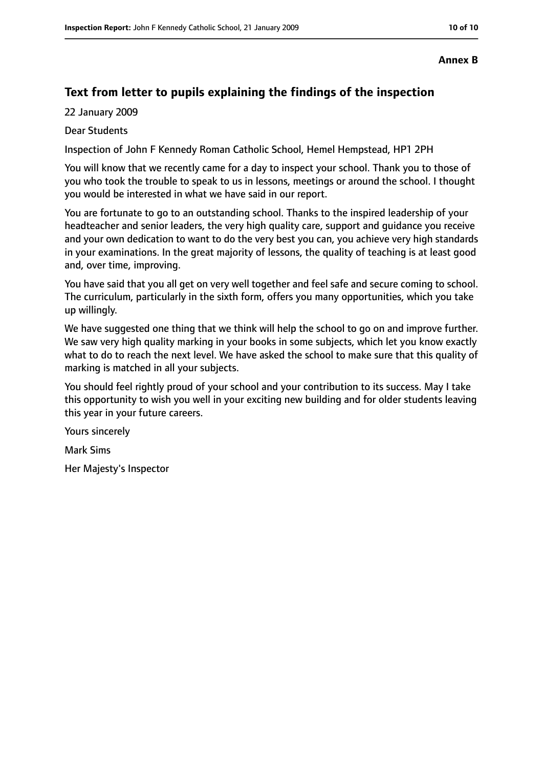**Annex B**

## Text from letter to pupils explaining the findings of the inspection

22 January 2009

Dear Students

Inspection of John F Kennedy Roman Catholic School, Hemel Hempstead, HP1 2PH

You will know that we recently came for a day to inspect your school. Thank you to those of you who took the trouble to speak to us in lessons, meetings or around the school. I thought you would be interested in what we have said in our report.

You are fortunate to go to an outstanding school. Thanks to the inspired leadership of your headteacher and senior leaders, the very high quality care, support and guidance you receive and your own dedication to want to do the very best you can, you achieve very high standards in your examinations. In the great majority of lessons, the quality of teaching is at least good and, over time, improving.

You have said that you all get on very well together and feel safe and secure coming to school. The curriculum, particularly in the sixth form, offers you many opportunities, which you take up willingly.

We have suggested one thing that we think will help the school to go on and improve further. We saw very high quality marking in your books in some subjects, which let you know exactly what to do to reach the next level. We have asked the school to make sure that this quality of marking is matched in all your subjects.

You should feel rightly proud of your school and your contribution to its success. May I take this opportunity to wish you well in your exciting new building and for older students leaving this year in your future careers.

Yours sincerely

Mark Sims

Her Majesty's Inspector